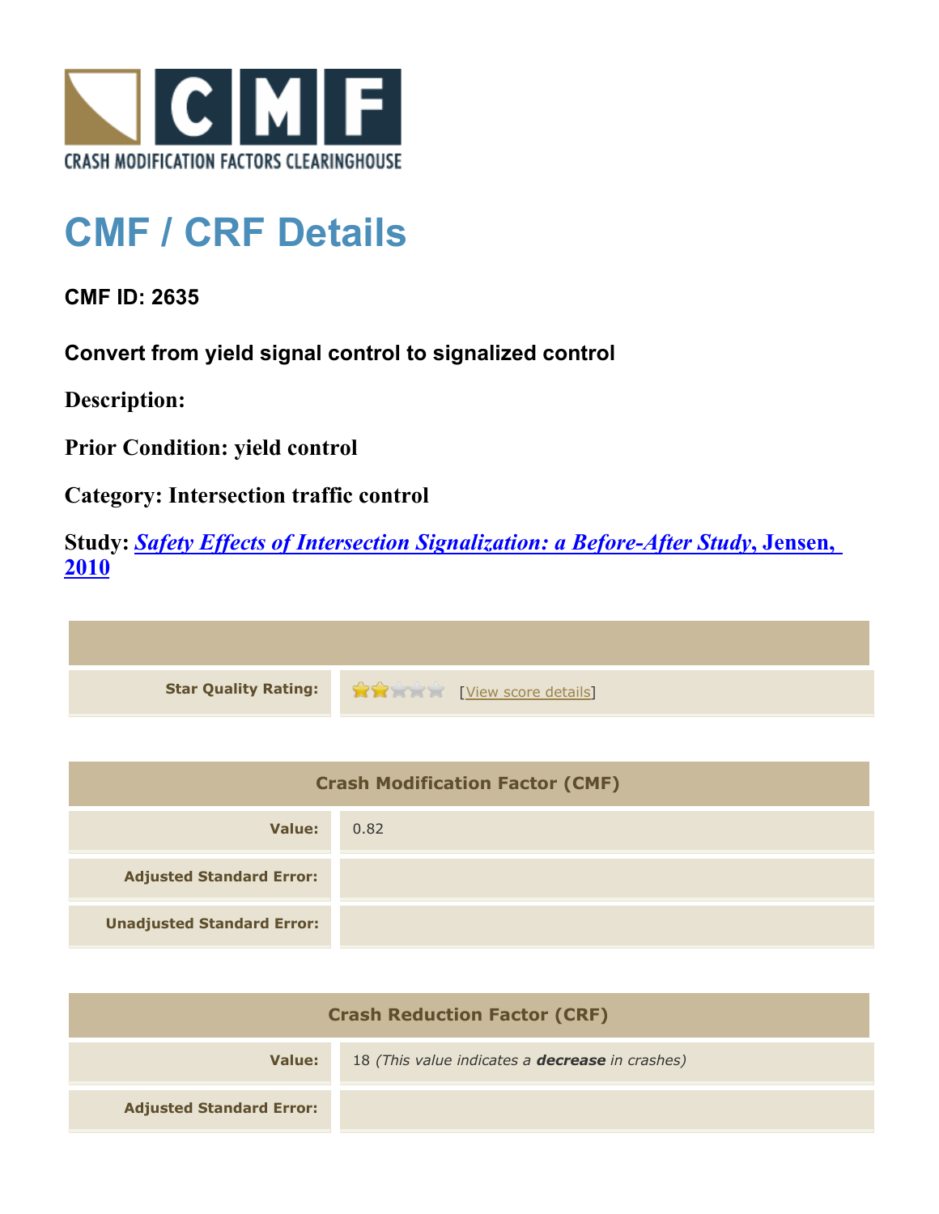CRASH MODIFICATION FACTORS CLEARINGHOUSE

# CMF / CRF Details

**CMF ID: 2635**

**Convert from yield signal control to signalized control**

**Description:**

**Prior Condition: yield control**

**Category: Intersection traffic control**

**Study:** ***Safety Effects of Intersection Signalization: a Before-After Study*, Jensen, 2010**

| | |
|---|---|
| **Star Quality Rating:** | [View score details] |

| Crash Modification Factor (CMF) | |
|---|---|
| **Value:** | 0.82 |
| **Adjusted Standard Error:** | |
| **Unadjusted Standard Error:** | |

| Crash Reduction Factor (CRF) | |
|---|---|
| **Value:** | 18 *(This value indicates a* ***decrease*** *in crashes)* |
| **Adjusted Standard Error:** | |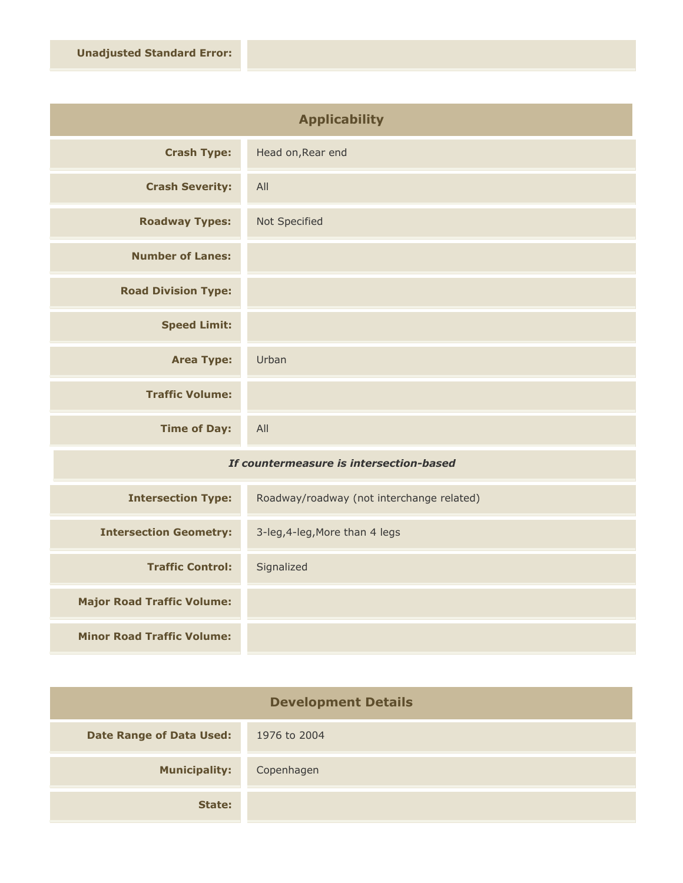| | |
|---|---|
| **Unadjusted Standard Error:** | |

## Applicability

| | |
|---|---|
| **Crash Type:** | Head on,Rear end |
| **Crash Severity:** | All |
| **Roadway Types:** | Not Specified |
| **Number of Lanes:** | |
| **Road Division Type:** | |
| **Speed Limit:** | |
| **Area Type:** | Urban |
| **Traffic Volume:** | |
| **Time of Day:** | All |

***If countermeasure is intersection-based***

| | |
|---|---|
| **Intersection Type:** | Roadway/roadway (not interchange related) |
| **Intersection Geometry:** | 3-leg,4-leg,More than 4 legs |
| **Traffic Control:** | Signalized |
| **Major Road Traffic Volume:** | |
| **Minor Road Traffic Volume:** | |

## Development Details

| | |
|---|---|
| **Date Range of Data Used:** | 1976 to 2004 |
| **Municipality:** | Copenhagen |
| **State:** | |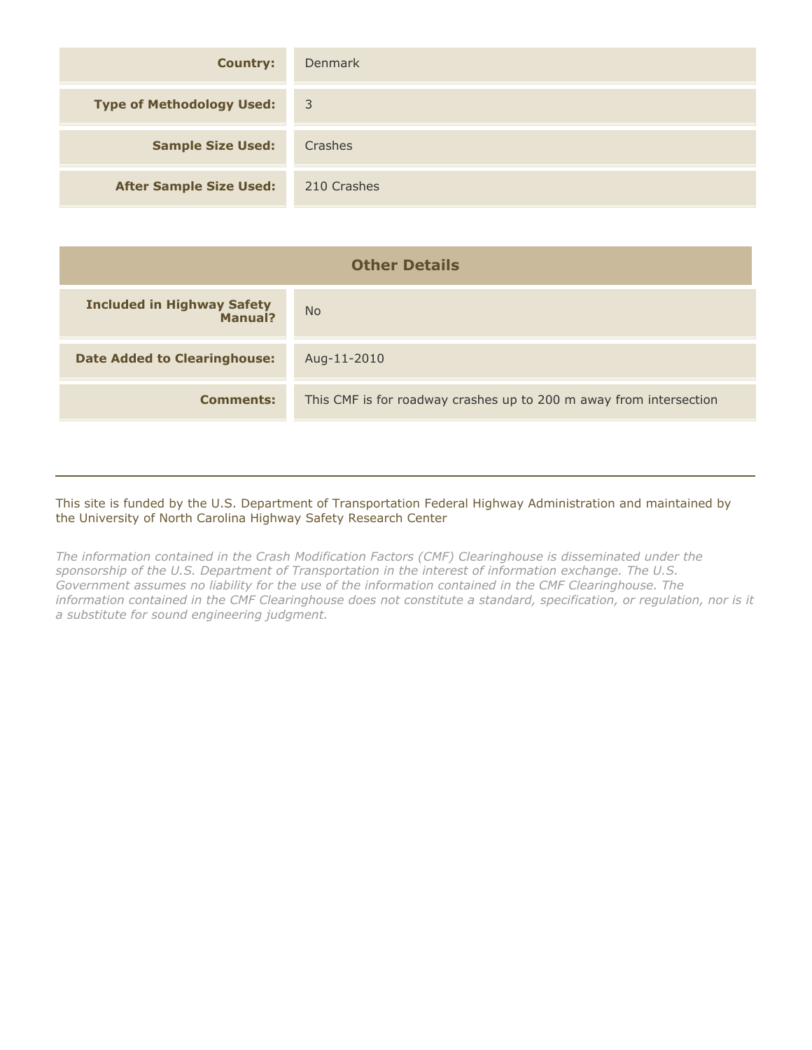| | |
|---|---|
| **Country:** | Denmark |
| **Type of Methodology Used:** | 3 |
| **Sample Size Used:** | Crashes |
| **After Sample Size Used:** | 210 Crashes |

## Other Details

| | |
|---|---|
| **Included in Highway Safety Manual?** | No |
| **Date Added to Clearinghouse:** | Aug-11-2010 |
| **Comments:** | This CMF is for roadway crashes up to 200 m away from intersection |

---

This site is funded by the U.S. Department of Transportation Federal Highway Administration and maintained by the University of North Carolina Highway Safety Research Center

*The information contained in the Crash Modification Factors (CMF) Clearinghouse is disseminated under the sponsorship of the U.S. Department of Transportation in the interest of information exchange. The U.S. Government assumes no liability for the use of the information contained in the CMF Clearinghouse. The information contained in the CMF Clearinghouse does not constitute a standard, specification, or regulation, nor is it a substitute for sound engineering judgment.*